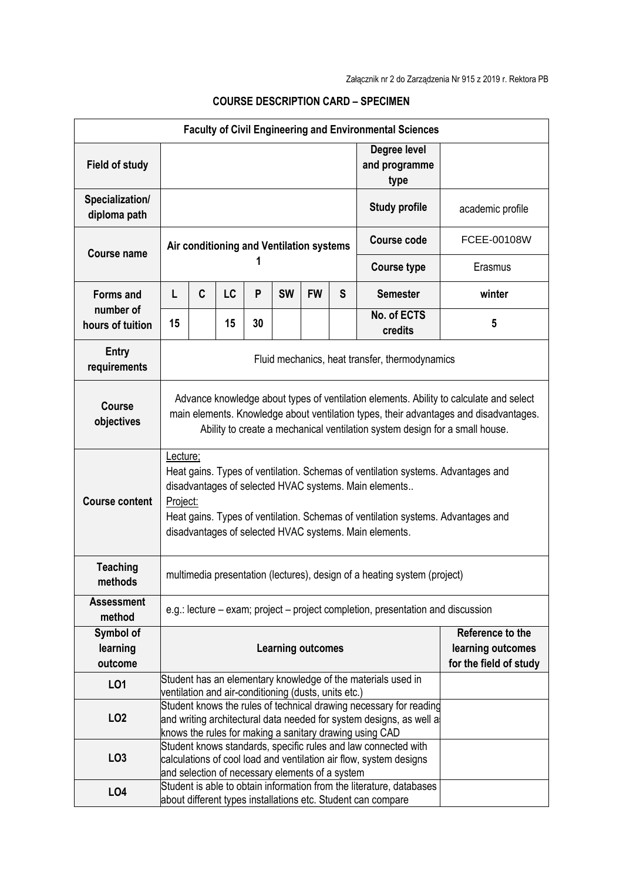Załącznik nr 2 do Zarządzenia Nr 915 z 2019 r. Rektora PB

# COURSE DESCRIPTION CARD – SPECIMEN

| **Faculty of Civil Engineering and Environmental Sciences** | | | | | | | | | |
|---|---|---|---|---|---|---|---|---|---|
| **Field of study** | | | | | | | | **Degree level and programme type** | |
| **Specialization/ diploma path** | | | | | | | | **Study profile** | academic profile |
| **Course name** | **Air conditioning and Ventilation systems 1** | | | | | | | **Course code** | FCEE-00108W |
| | | | | | | | | **Course type** | Erasmus |
| **Forms and number of hours of tuition** | **L** | **C** | **LC** | **P** | **SW** | **FW** | **S** | **Semester** | **winter** |
| | **15** | | **15** | **30** | | | | **No. of ECTS credits** | **5** |
| **Entry requirements** | Fluid mechanics, heat transfer, thermodynamics | | | | | | | | |
| **Course objectives** | Advance knowledge about types of ventilation elements. Ability to calculate and select main elements. Knowledge about ventilation types, their advantages and disadvantages. Ability to create a mechanical ventilation system design for a small house. | | | | | | | | |
| **Course content** | Lecture: Heat gains. Types of ventilation. Schemas of ventilation systems. Advantages and disadvantages of selected HVAC systems. Main elements.. Project: Heat gains. Types of ventilation. Schemas of ventilation systems. Advantages and disadvantages of selected HVAC systems. Main elements. | | | | | | | | |
| **Teaching methods** | multimedia presentation (lectures), design of a heating system (project) | | | | | | | | |
| **Assessment method** | e.g.: lecture – exam; project – project completion, presentation and discussion | | | | | | | | |
| **Symbol of learning outcome** | **Learning outcomes** | | | | | | | | **Reference to the learning outcomes for the field of study** |
| **LO1** | Student has an elementary knowledge of the materials used in ventilation and air-conditioning (dusts, units etc.) | | | | | | | | |
| **LO2** | Student knows the rules of technical drawing necessary for reading and writing architectural data needed for system designs, as well as knows the rules for making a sanitary drawing using CAD | | | | | | | | |
| **LO3** | Student knows standards, specific rules and law connected with calculations of cool load and ventilation air flow, system designs and selection of necessary elements of a system | | | | | | | | |
| **LO4** | Student is able to obtain information from the literature, databases about different types installations etc. Student can compare | | | | | | | | |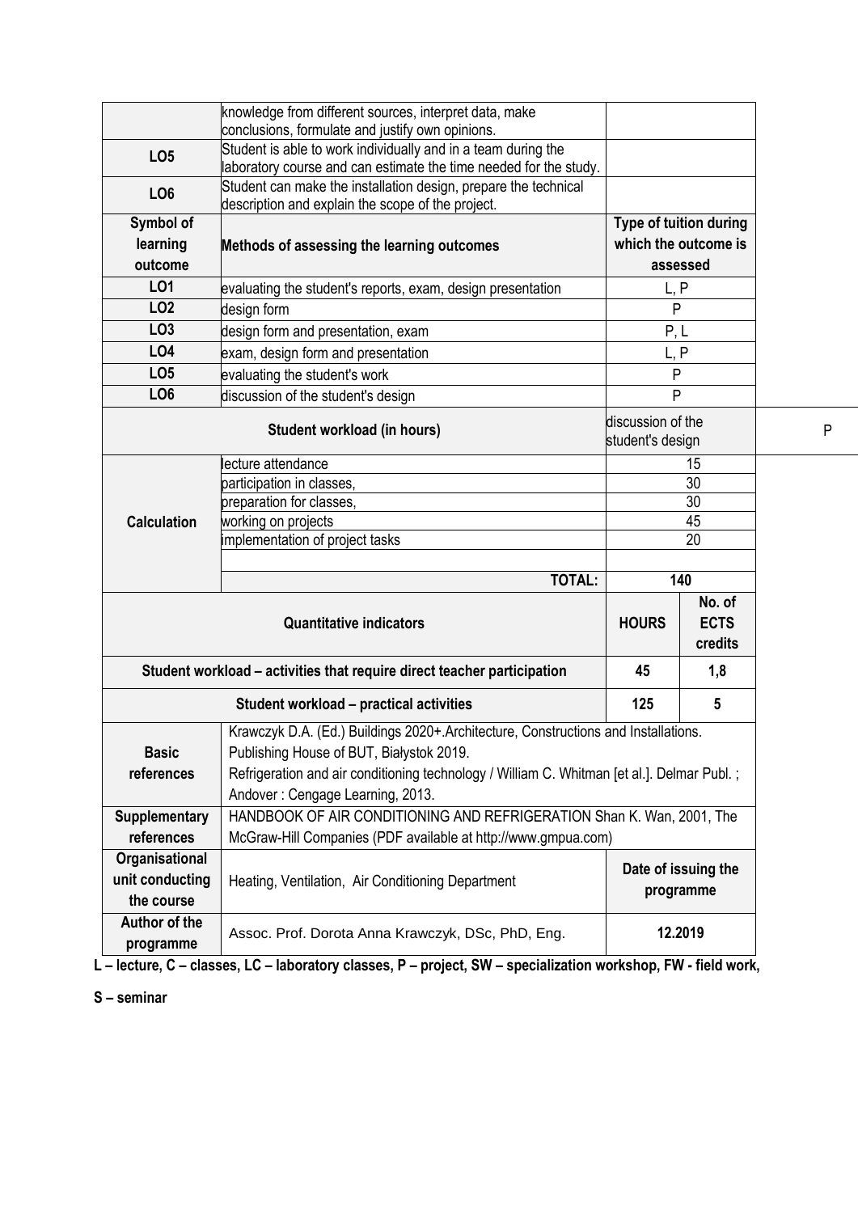| | | |
|---|---|---|
| | knowledge from different sources, interpret data, make conclusions, formulate and justify own opinions. | |
| **LO5** | Student is able to work individually and in a team during the laboratory course and can estimate the time needed for the study. | |
| **LO6** | Student can make the installation design, prepare the technical description and explain the scope of the project. | |

| Symbol of learning outcome | Methods of assessing the learning outcomes | Type of tuition during which the outcome is assessed |
|---|---|---|
| **LO1** | evaluating the student's reports, exam, design presentation | L, P |
| **LO2** | design form | P |
| **LO3** | design form and presentation, exam | P, L |
| **LO4** | exam, design form and presentation | L, P |
| **LO5** | evaluating the student's work | P |
| **LO6** | discussion of the student's design | P |

| | | | |
|---|---|---|---|
| **Student workload (in hours)** | | discussion of the student's design | P |
| **Calculation** | lecture attendance | 15 | |
| | participation in classes, | 30 | |
| | preparation for classes, | 30 | |
| | working on projects | 45 | |
| | implementation of project tasks | 20 | |
| | | | |
| | **TOTAL:** | **140** | |

| Quantitative indicators | HOURS | No. of ECTS credits |
|---|---|---|
| **Student workload – activities that require direct teacher participation** | **45** | **1,8** |
| **Student workload – practical activities** | **125** | **5** |

| | | |
|---|---|---|
| **Basic references** | Krawczyk D.A. (Ed.) Buildings 2020+.Architecture, Constructions and Installations. Publishing House of BUT, Białystok 2019.<br>Refrigeration and air conditioning technology / William C. Whitman [et al.]. Delmar Publ. ; Andover : Cengage Learning, 2013. | |
| **Supplementary references** | HANDBOOK OF AIR CONDITIONING AND REFRIGERATION Shan K. Wan, 2001, The McGraw-Hill Companies (PDF available at http://www.gmpua.com) | |
| **Organisational unit conducting the course** | Heating, Ventilation, Air Conditioning Department | **Date of issuing the programme** |
| **Author of the programme** | Assoc. Prof. Dorota Anna Krawczyk, DSc, PhD, Eng. | **12.2019** |

**L – lecture, C – classes, LC – laboratory classes, P – project, SW – specialization workshop, FW - field work, S – seminar**